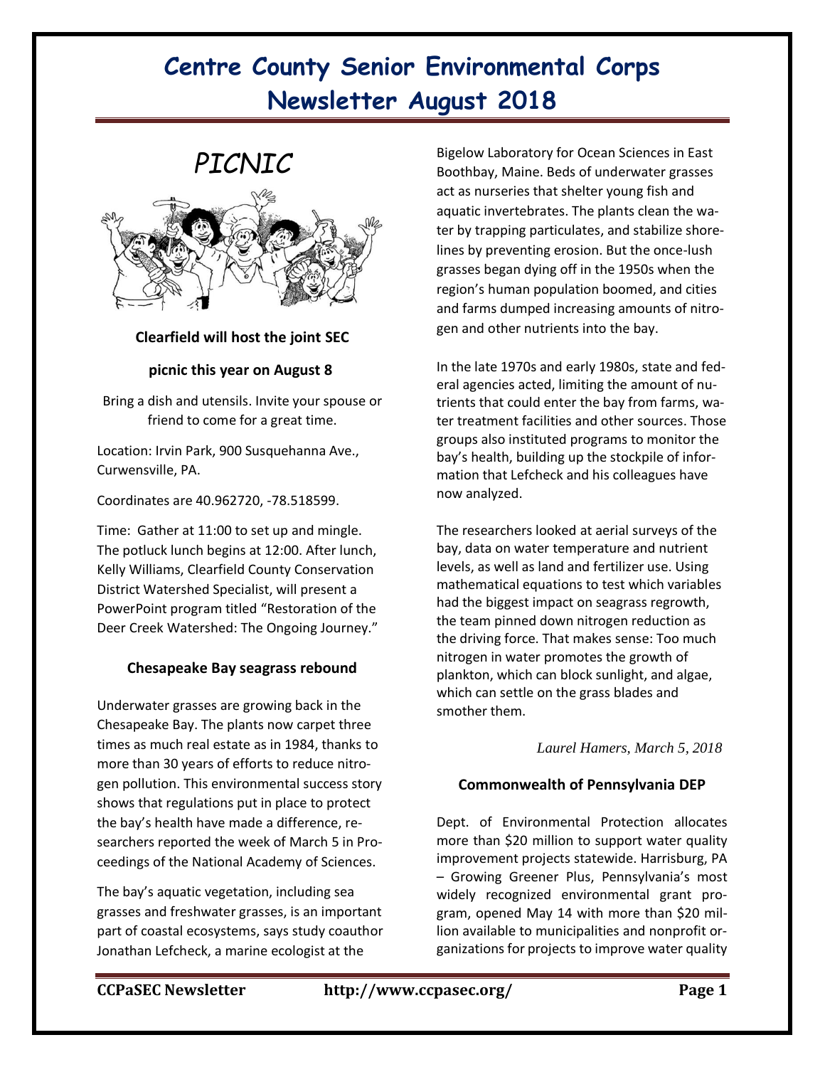# Centre County Senior Environmental Corps Newsletter August 2018

## *PICNIC*

**Clearfield will host the joint SEC picnic this year on August 8**

Bring a dish and utensils. Invite your spouse or friend to come for a great time.

Location: Irvin Park, 900 Susquehanna Ave., Curwensville, PA.

Coordinates are 40.962720, -78.518599.

Time: Gather at 11:00 to set up and mingle. The potluck lunch begins at 12:00. After lunch, Kelly Williams, Clearfield County Conservation District Watershed Specialist, will present a PowerPoint program titled "Restoration of the Deer Creek Watershed: The Ongoing Journey."

### Chesapeake Bay seagrass rebound

Underwater grasses are growing back in the Chesapeake Bay. The plants now carpet three times as much real estate as in 1984, thanks to more than 30 years of efforts to reduce nitrogen pollution. This environmental success story shows that regulations put in place to protect the bay's health have made a difference, researchers reported the week of March 5 in Proceedings of the National Academy of Sciences.

The bay's aquatic vegetation, including sea grasses and freshwater grasses, is an important part of coastal ecosystems, says study coauthor Jonathan Lefcheck, a marine ecologist at the Bigelow Laboratory for Ocean Sciences in East Boothbay, Maine. Beds of underwater grasses act as nurseries that shelter young fish and aquatic invertebrates. The plants clean the water by trapping particulates, and stabilize shorelines by preventing erosion. But the once-lush grasses began dying off in the 1950s when the region's human population boomed, and cities and farms dumped increasing amounts of nitrogen and other nutrients into the bay.

In the late 1970s and early 1980s, state and federal agencies acted, limiting the amount of nutrients that could enter the bay from farms, water treatment facilities and other sources. Those groups also instituted programs to monitor the bay's health, building up the stockpile of information that Lefcheck and his colleagues have now analyzed.

The researchers looked at aerial surveys of the bay, data on water temperature and nutrient levels, as well as land and fertilizer use. Using mathematical equations to test which variables had the biggest impact on seagrass regrowth, the team pinned down nitrogen reduction as the driving force. That makes sense: Too much nitrogen in water promotes the growth of plankton, which can block sunlight, and algae, which can settle on the grass blades and smother them.

*Laurel Hamers, March 5, 2018*

### Commonwealth of Pennsylvania DEP

Dept. of Environmental Protection allocates more than $20 million to support water quality improvement projects statewide. Harrisburg, PA – Growing Greener Plus, Pennsylvania's most widely recognized environmental grant program, opened May 14 with more than $20 million available to municipalities and nonprofit organizations for projects to improve water quality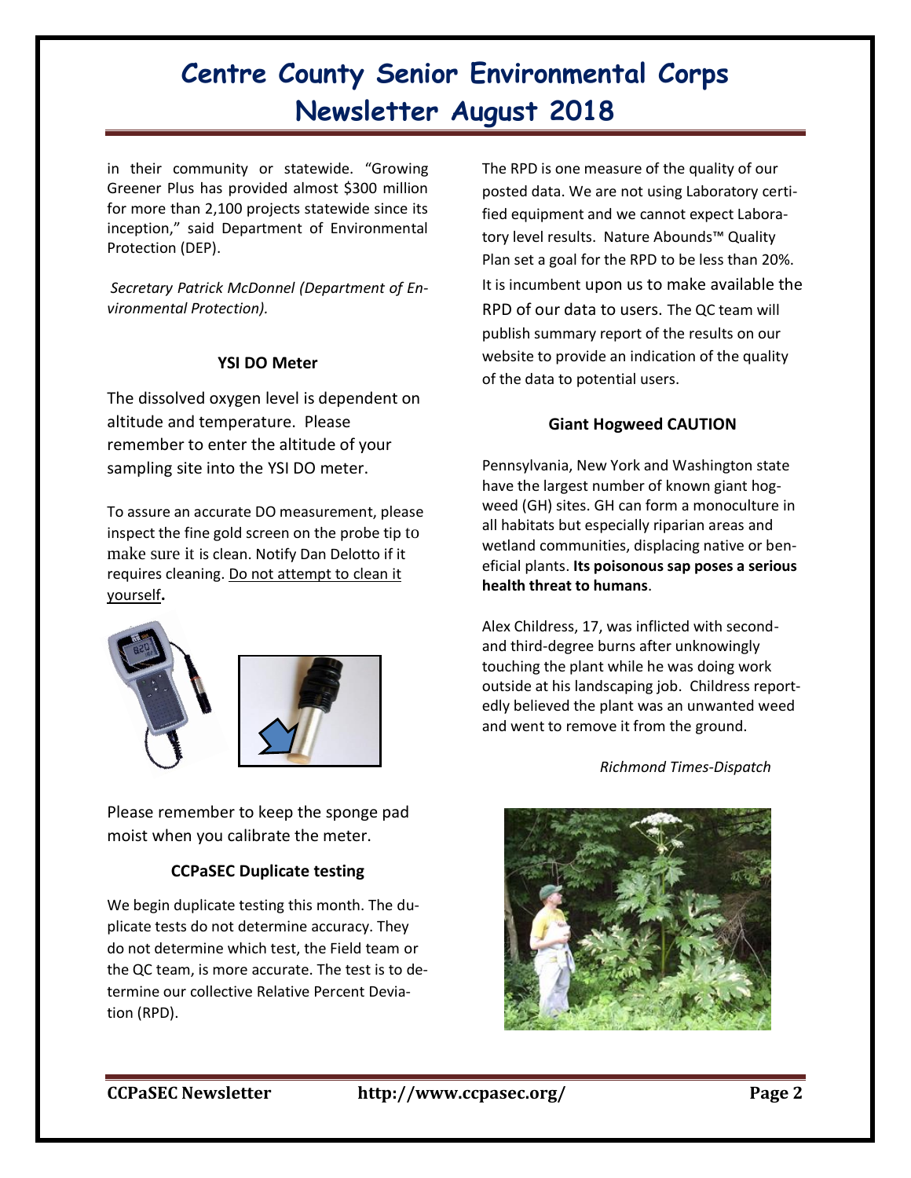# Centre County Senior Environmental Corps Newsletter August 2018

in their community or statewide. "Growing Greener Plus has provided almost $300 million for more than 2,100 projects statewide since its inception," said Department of Environmental Protection (DEP).

*Secretary Patrick McDonnel (Department of Environmental Protection).*

### YSI DO Meter

The dissolved oxygen level is dependent on altitude and temperature. Please remember to enter the altitude of your sampling site into the YSI DO meter.

To assure an accurate DO measurement, please inspect the fine gold screen on the probe tip to make sure it is clean. Notify Dan Delotto if it requires cleaning. Do not attempt to clean it yourself**.**

Please remember to keep the sponge pad moist when you calibrate the meter.

### CCPaSEC Duplicate testing

We begin duplicate testing this month. The duplicate tests do not determine accuracy. They do not determine which test, the Field team or the QC team, is more accurate. The test is to determine our collective Relative Percent Deviation (RPD).

The RPD is one measure of the quality of our posted data. We are not using Laboratory certified equipment and we cannot expect Laboratory level results. Nature Abounds™ Quality Plan set a goal for the RPD to be less than 20%. It is incumbent upon us to make available the RPD of our data to users. The QC team will publish summary report of the results on our website to provide an indication of the quality of the data to potential users.

### Giant Hogweed CAUTION

Pennsylvania, New York and Washington state have the largest number of known giant hogweed (GH) sites. GH can form a monoculture in all habitats but especially riparian areas and wetland communities, displacing native or beneficial plants. **Its poisonous sap poses a serious health threat to humans**.

Alex Childress, 17, was inflicted with second- and third-degree burns after unknowingly touching the plant while he was doing work outside at his landscaping job. Childress reportedly believed the plant was an unwanted weed and went to remove it from the ground.

*Richmond Times-Dispatch*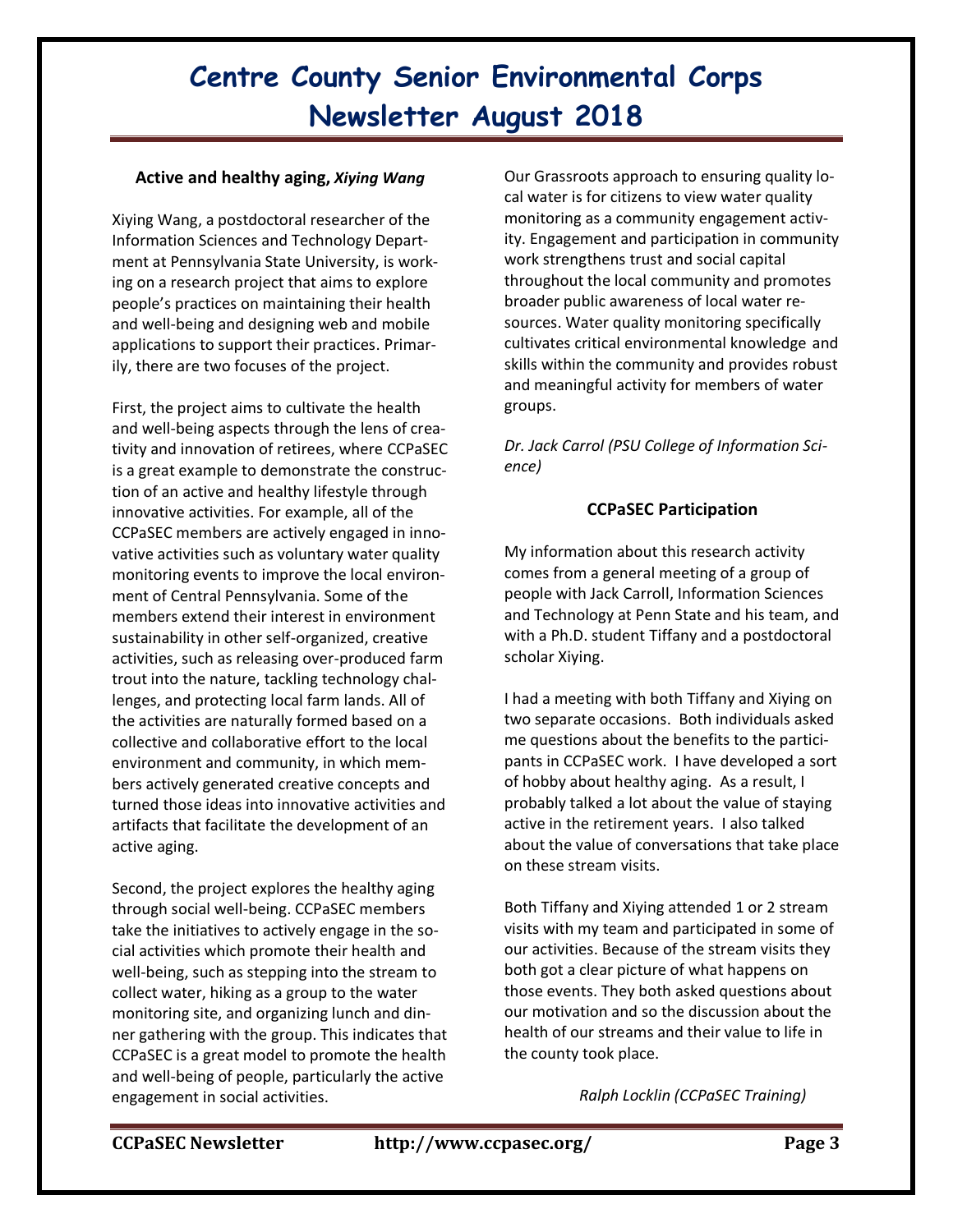# Centre County Senior Environmental Corps Newsletter August 2018

**Active and healthy aging, *Xiying Wang***

Xiying Wang, a postdoctoral researcher of the Information Sciences and Technology Department at Pennsylvania State University, is working on a research project that aims to explore people's practices on maintaining their health and well-being and designing web and mobile applications to support their practices. Primarily, there are two focuses of the project.

First, the project aims to cultivate the health and well-being aspects through the lens of creativity and innovation of retirees, where CCPaSEC is a great example to demonstrate the construction of an active and healthy lifestyle through innovative activities. For example, all of the CCPaSEC members are actively engaged in innovative activities such as voluntary water quality monitoring events to improve the local environment of Central Pennsylvania. Some of the members extend their interest in environment sustainability in other self-organized, creative activities, such as releasing over-produced farm trout into the nature, tackling technology challenges, and protecting local farm lands. All of the activities are naturally formed based on a collective and collaborative effort to the local environment and community, in which members actively generated creative concepts and turned those ideas into innovative activities and artifacts that facilitate the development of an active aging.

Second, the project explores the healthy aging through social well-being. CCPaSEC members take the initiatives to actively engage in the social activities which promote their health and well-being, such as stepping into the stream to collect water, hiking as a group to the water monitoring site, and organizing lunch and dinner gathering with the group. This indicates that CCPaSEC is a great model to promote the health and well-being of people, particularly the active engagement in social activities.

Our Grassroots approach to ensuring quality local water is for citizens to view water quality monitoring as a community engagement activity. Engagement and participation in community work strengthens trust and social capital throughout the local community and promotes broader public awareness of local water resources. Water quality monitoring specifically cultivates critical environmental knowledge and skills within the community and provides robust and meaningful activity for members of water groups.

*Dr. Jack Carrol (PSU College of Information Science)*

**CCPaSEC Participation**

My information about this research activity comes from a general meeting of a group of people with Jack Carroll, Information Sciences and Technology at Penn State and his team, and with a Ph.D. student Tiffany and a postdoctoral scholar Xiying.

I had a meeting with both Tiffany and Xiying on two separate occasions. Both individuals asked me questions about the benefits to the participants in CCPaSEC work. I have developed a sort of hobby about healthy aging. As a result, I probably talked a lot about the value of staying active in the retirement years. I also talked about the value of conversations that take place on these stream visits.

Both Tiffany and Xiying attended 1 or 2 stream visits with my team and participated in some of our activities. Because of the stream visits they both got a clear picture of what happens on those events. They both asked questions about our motivation and so the discussion about the health of our streams and their value to life in the county took place.

*Ralph Locklin (CCPaSEC Training)*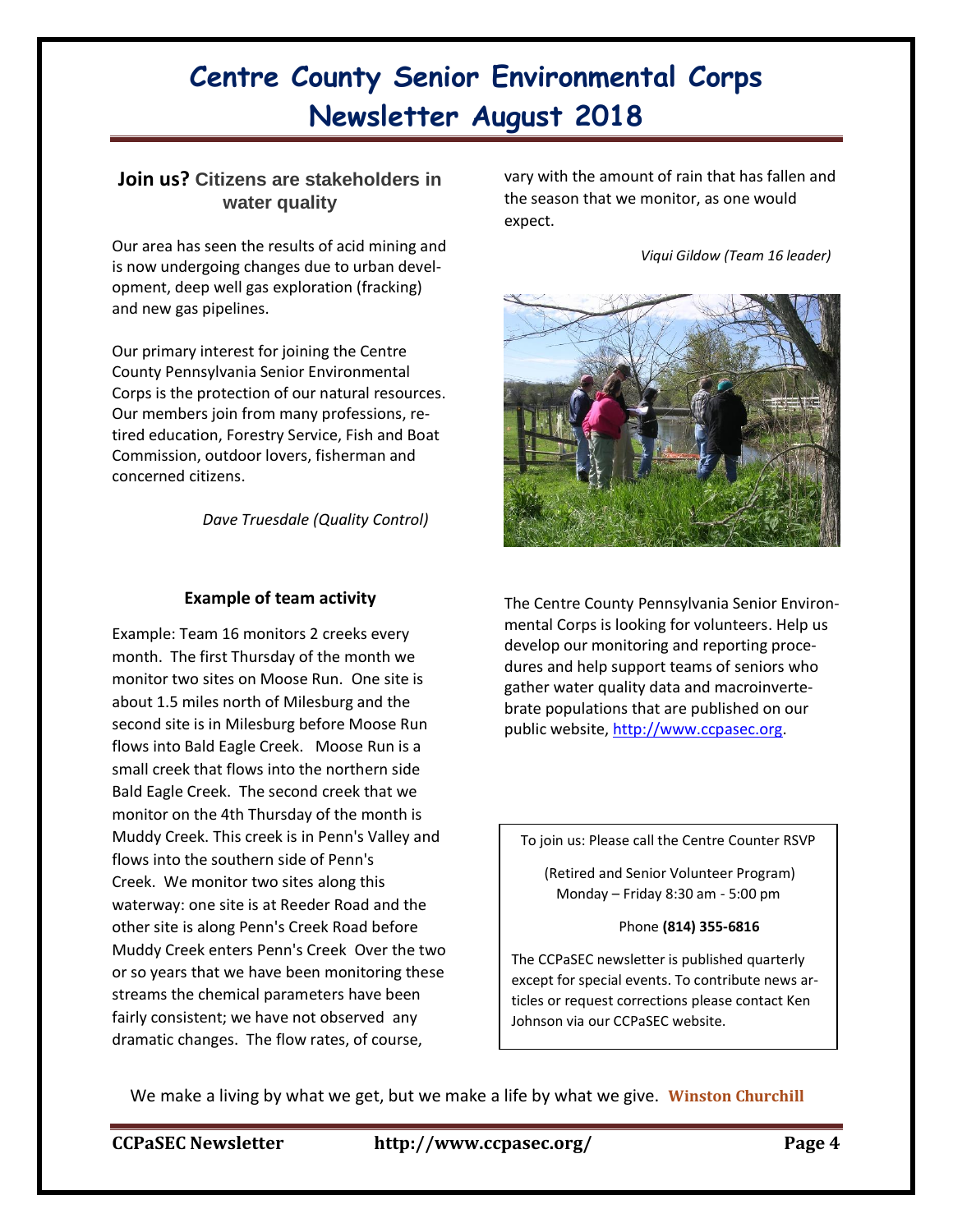# Centre County Senior Environmental Corps Newsletter August 2018

## Join us? Citizens are stakeholders in water quality

Our area has seen the results of acid mining and is now undergoing changes due to urban development, deep well gas exploration (fracking) and new gas pipelines.

Our primary interest for joining the Centre County Pennsylvania Senior Environmental Corps is the protection of our natural resources. Our members join from many professions, retired education, Forestry Service, Fish and Boat Commission, outdoor lovers, fisherman and concerned citizens.

*Dave Truesdale (Quality Control)*

### Example of team activity

Example: Team 16 monitors 2 creeks every month. The first Thursday of the month we monitor two sites on Moose Run. One site is about 1.5 miles north of Milesburg and the second site is in Milesburg before Moose Run flows into Bald Eagle Creek. Moose Run is a small creek that flows into the northern side Bald Eagle Creek. The second creek that we monitor on the 4th Thursday of the month is Muddy Creek. This creek is in Penn's Valley and flows into the southern side of Penn's Creek. We monitor two sites along this waterway: one site is at Reeder Road and the other site is along Penn's Creek Road before Muddy Creek enters Penn's Creek Over the two or so years that we have been monitoring these streams the chemical parameters have been fairly consistent; we have not observed any dramatic changes. The flow rates, of course, vary with the amount of rain that has fallen and the season that we monitor, as one would expect.

*Viqui Gildow (Team 16 leader)*

The Centre County Pennsylvania Senior Environmental Corps is looking for volunteers. Help us develop our monitoring and reporting procedures and help support teams of seniors who gather water quality data and macroinvertebrate populations that are published on our public website, http://www.ccpasec.org.

To join us: Please call the Centre Counter RSVP

(Retired and Senior Volunteer Program)
Monday – Friday 8:30 am - 5:00 pm

Phone **(814) 355-6816**

The CCPaSEC newsletter is published quarterly except for special events. To contribute news articles or request corrections please contact Ken Johnson via our CCPaSEC website.

We make a living by what we get, but we make a life by what we give. **Winston Churchill**